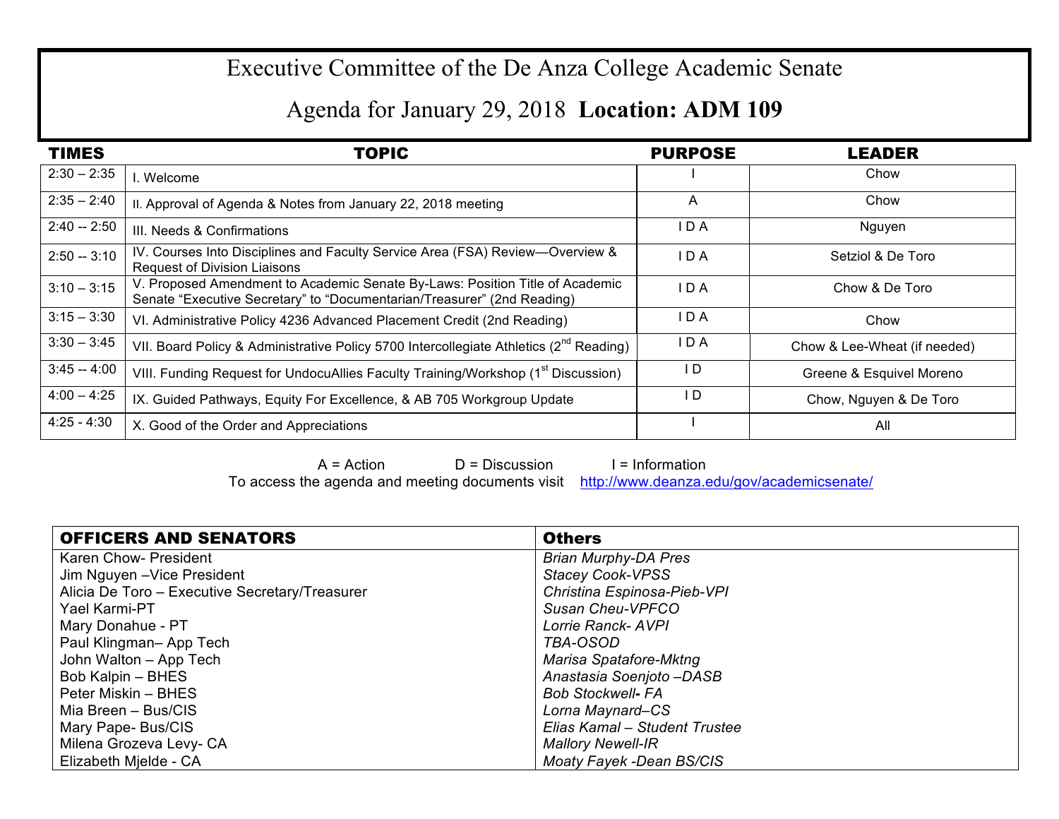# Executive Committee of the De Anza College Academic Senate

## Agenda for January 29, 2018 **Location: ADM 109**

| TIMES | TOPIC | PURPOSE | LEADER |
|---|---|---|---|
| 2:30 – 2:35 | I. Welcome | I | Chow |
| 2:35 – 2:40 | II. Approval of Agenda & Notes from January 22, 2018 meeting | A | Chow |
| 2:40 -- 2:50 | III. Needs & Confirmations | I D A | Nguyen |
| 2:50 -- 3:10 | IV. Courses Into Disciplines and Faculty Service Area (FSA) Review—Overview & Request of Division Liaisons | I D A | Setziol & De Toro |
| 3:10 – 3:15 | V. Proposed Amendment to Academic Senate By-Laws: Position Title of Academic Senate "Executive Secretary" to "Documentarian/Treasurer" (2nd Reading) | I D A | Chow & De Toro |
| 3:15 – 3:30 | VI. Administrative Policy 4236 Advanced Placement Credit (2nd Reading) | I D A | Chow |
| 3:30 – 3:45 | VII. Board Policy & Administrative Policy 5700 Intercollegiate Athletics (2nd Reading) | I D A | Chow & Lee-Wheat (if needed) |
| 3:45 -- 4:00 | VIII. Funding Request for UndocuAllies Faculty Training/Workshop (1st Discussion) | I D | Greene & Esquivel Moreno |
| 4:00 – 4:25 | IX. Guided Pathways, Equity For Excellence, & AB 705 Workgroup Update | I D | Chow, Nguyen & De Toro |
| 4:25 - 4:30 | X. Good of the Order and Appreciations | I | All |

A = Action D = Discussion I = Information

To access the agenda and meeting documents visit http://www.deanza.edu/gov/academicsenate/

| OFFICERS AND SENATORS | Others |
|---|---|
| Karen Chow- President | *Brian Murphy-DA Pres* |
| Jim Nguyen –Vice President | *Stacey Cook-VPSS* |
| Alicia De Toro – Executive Secretary/Treasurer | *Christina Espinosa-Pieb-VPI* |
| Yael Karmi-PT | *Susan Cheu-VPFCO* |
| Mary Donahue - PT | *Lorrie Ranck- AVPI* |
| Paul Klingman– App Tech | *TBA-OSOD* |
| John Walton – App Tech | *Marisa Spatafore-Mktng* |
| Bob Kalpin – BHES | *Anastasia Soenjoto –DASB* |
| Peter Miskin – BHES | *Bob Stockwell- FA* |
| Mia Breen – Bus/CIS | *Lorna Maynard–CS* |
| Mary Pape- Bus/CIS | *Elias Kamal – Student Trustee* |
| Milena Grozeva Levy- CA | *Mallory Newell-IR* |
| Elizabeth Mjelde - CA | *Moaty Fayek -Dean BS/CIS* |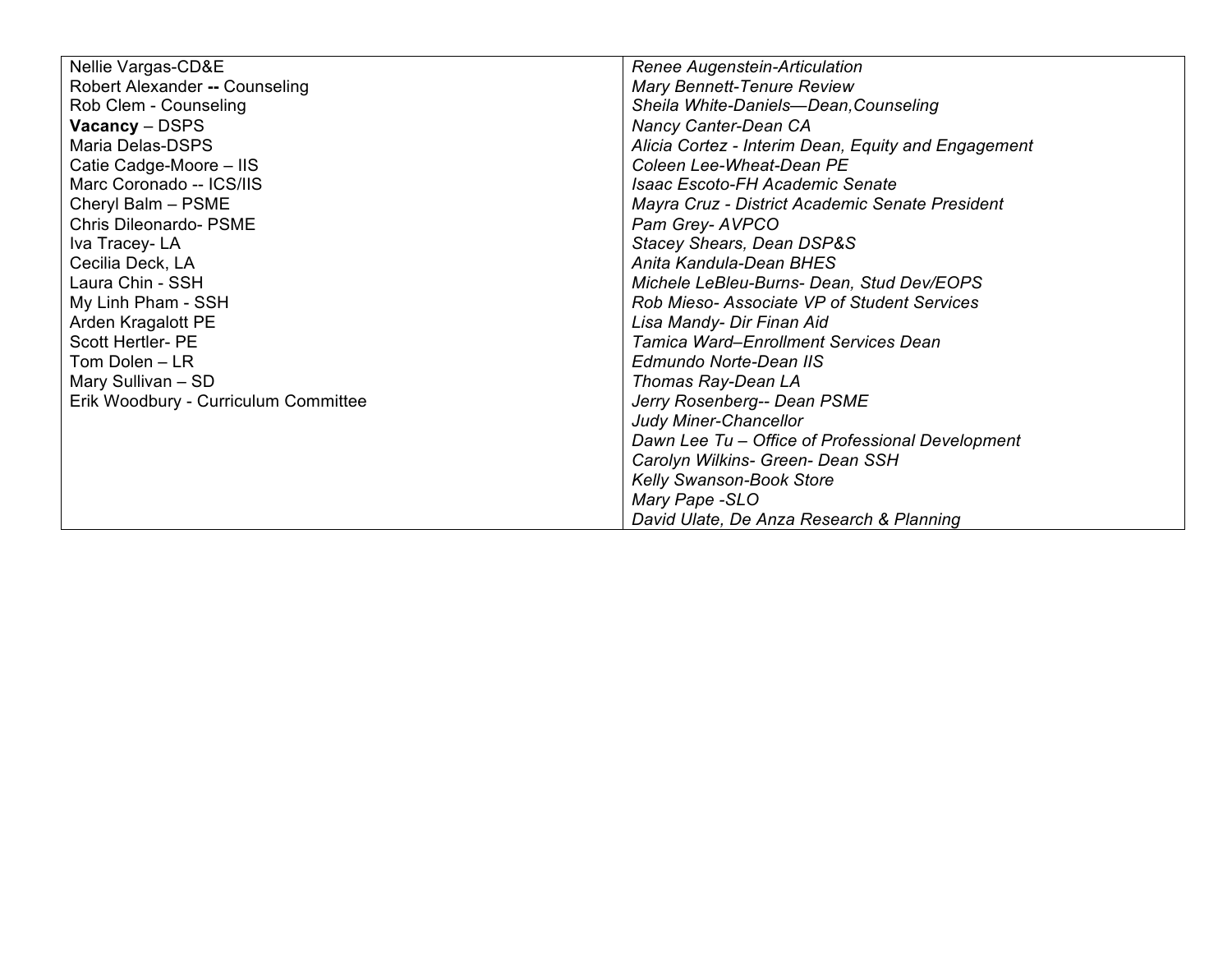| | |
|---|---|
| Nellie Vargas-CD&E | *Renee Augenstein-Articulation* |
| Robert Alexander **--** Counseling | *Mary Bennett-Tenure Review* |
| Rob Clem - Counseling | *Sheila White-Daniels—Dean,Counseling* |
| **Vacancy** – DSPS | *Nancy Canter-Dean CA* |
| Maria Delas-DSPS | *Alicia Cortez - Interim Dean, Equity and Engagement* |
| Catie Cadge-Moore – IIS | *Coleen Lee-Wheat-Dean PE* |
| Marc Coronado -- ICS/IIS | *Isaac Escoto-FH Academic Senate* |
| Cheryl Balm – PSME | *Mayra Cruz - District Academic Senate President* |
| Chris Dileonardo- PSME | *Pam Grey- AVPCO* |
| Iva Tracey- LA | *Stacey Shears, Dean DSP&S* |
| Cecilia Deck, LA | *Anita Kandula-Dean BHES* |
| Laura Chin - SSH | *Michele LeBleu-Burns- Dean, Stud Dev/EOPS* |
| My Linh Pham - SSH | *Rob Mieso- Associate VP of Student Services* |
| Arden Kragalott PE | *Lisa Mandy- Dir Finan Aid* |
| Scott Hertler- PE | *Tamica Ward–Enrollment Services Dean* |
| Tom Dolen – LR | *Edmundo Norte-Dean IIS* |
| Mary Sullivan – SD | *Thomas Ray-Dean LA* |
| Erik Woodbury - Curriculum Committee | *Jerry Rosenberg-- Dean PSME* |
| | *Judy Miner-Chancellor* |
| | *Dawn Lee Tu – Office of Professional Development* |
| | *Carolyn Wilkins- Green- Dean SSH* |
| | *Kelly Swanson-Book Store* |
| | *Mary Pape -SLO* |
| | *David Ulate, De Anza Research & Planning* |